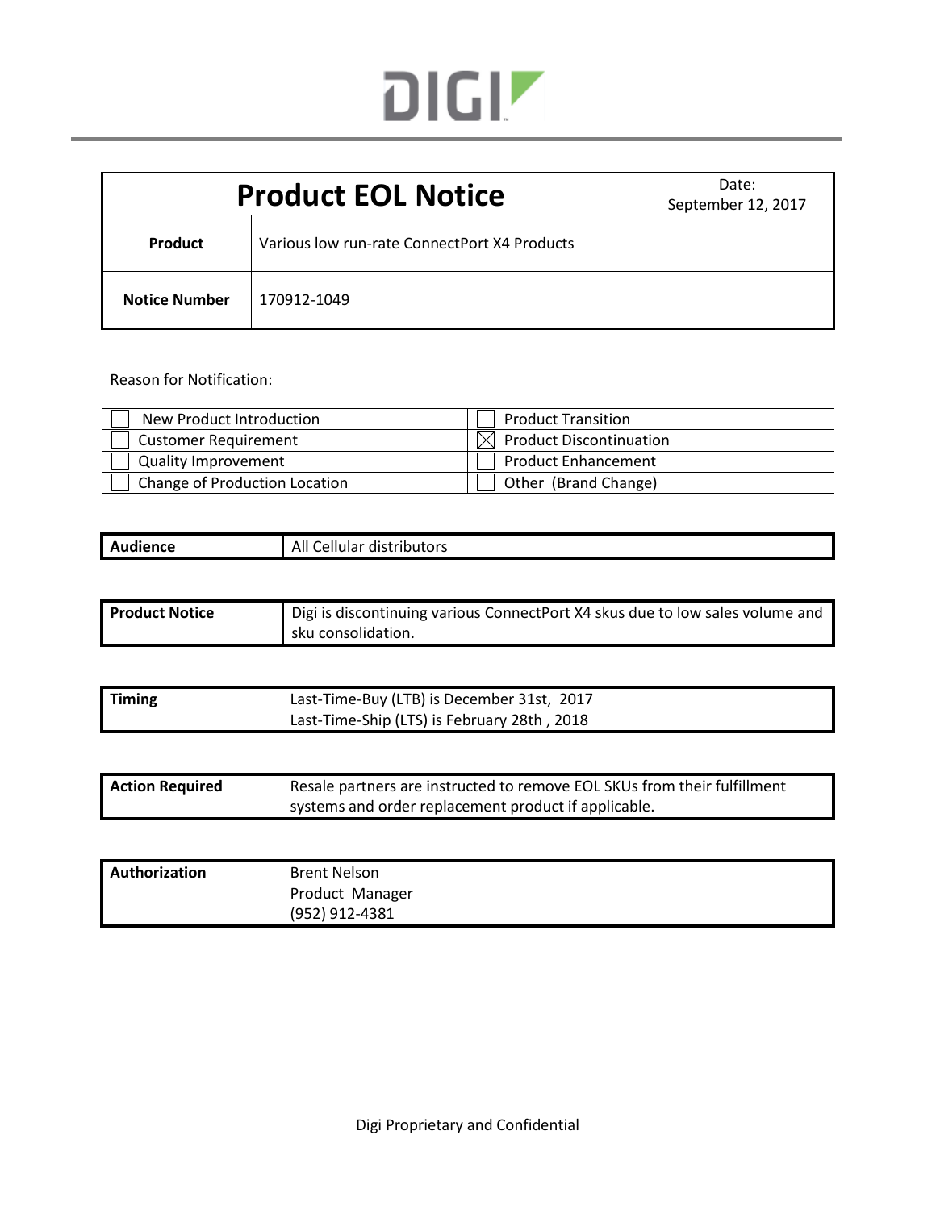DIGI

| Product EOL Notice | | Date: September 12, 2017 |
|---|---|---|
| **Product** | Various low run-rate ConnectPort X4 Products | |
| **Notice Number** | 170912-1049 | |

Reason for Notification:

| | |
|---|---|
| ☐ New Product Introduction | ☐ Product Transition |
| ☐ Customer Requirement | ☒ Product Discontinuation |
| ☐ Quality Improvement | ☐ Product Enhancement |
| ☐ Change of Production Location | ☐ Other (Brand Change) |

| **Audience** | All Cellular distributors |
|---|---|

| **Product Notice** | Digi is discontinuing various ConnectPort X4 skus due to low sales volume and sku consolidation. |
|---|---|

| **Timing** | Last-Time-Buy (LTB) is December 31st, 2017<br>Last-Time-Ship (LTS) is February 28th , 2018 |
|---|---|

| **Action Required** | Resale partners are instructed to remove EOL SKUs from their fulfillment systems and order replacement product if applicable. |
|---|---|

| **Authorization** | Brent Nelson<br>Product Manager<br>(952) 912-4381 |
|---|---|

Digi Proprietary and Confidential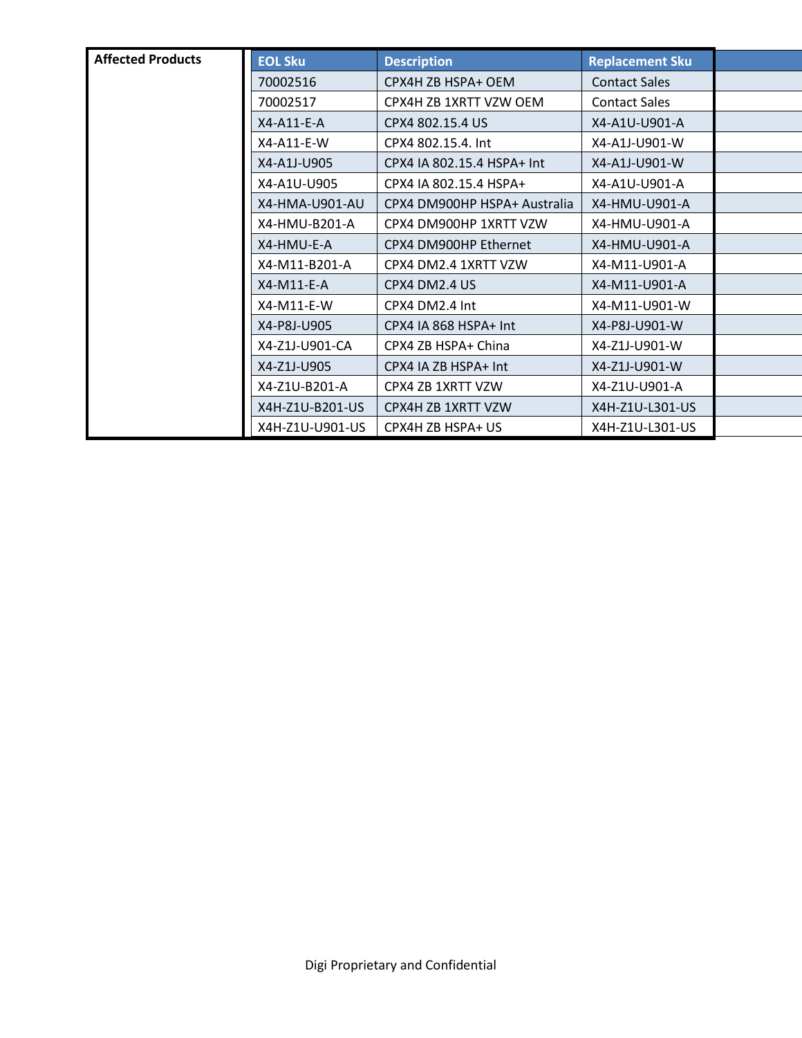**Affected Products**

| EOL Sku | Description | Replacement Sku |
|---|---|---|
| 70002516 | CPX4H ZB HSPA+ OEM | Contact Sales |
| 70002517 | CPX4H ZB 1XRTT VZW OEM | Contact Sales |
| X4-A11-E-A | CPX4 802.15.4 US | X4-A1U-U901-A |
| X4-A11-E-W | CPX4 802.15.4. Int | X4-A1J-U901-W |
| X4-A1J-U905 | CPX4 IA 802.15.4 HSPA+ Int | X4-A1J-U901-W |
| X4-A1U-U905 | CPX4 IA 802.15.4 HSPA+ | X4-A1U-U901-A |
| X4-HMA-U901-AU | CPX4 DM900HP HSPA+ Australia | X4-HMU-U901-A |
| X4-HMU-B201-A | CPX4 DM900HP 1XRTT VZW | X4-HMU-U901-A |
| X4-HMU-E-A | CPX4 DM900HP Ethernet | X4-HMU-U901-A |
| X4-M11-B201-A | CPX4 DM2.4 1XRTT VZW | X4-M11-U901-A |
| X4-M11-E-A | CPX4 DM2.4 US | X4-M11-U901-A |
| X4-M11-E-W | CPX4 DM2.4 Int | X4-M11-U901-W |
| X4-P8J-U905 | CPX4 IA 868 HSPA+ Int | X4-P8J-U901-W |
| X4-Z1J-U901-CA | CPX4 ZB HSPA+ China | X4-Z1J-U901-W |
| X4-Z1J-U905 | CPX4 IA ZB HSPA+ Int | X4-Z1J-U901-W |
| X4-Z1U-B201-A | CPX4 ZB 1XRTT VZW | X4-Z1U-U901-A |
| X4H-Z1U-B201-US | CPX4H ZB 1XRTT VZW | X4H-Z1U-L301-US |
| X4H-Z1U-U901-US | CPX4H ZB HSPA+ US | X4H-Z1U-L301-US |

Digi Proprietary and Confidential